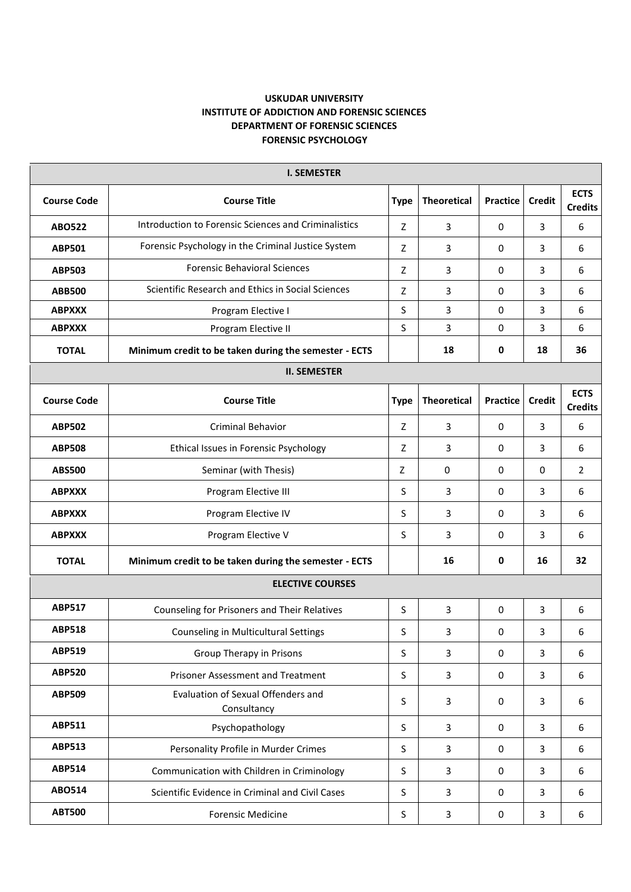**USKUDAR UNIVERSITY**
**INSTITUTE OF ADDICTION AND FORENSIC SCIENCES**
**DEPARTMENT OF FORENSIC SCIENCES**
**FORENSIC PSYCHOLOGY**

| **I. SEMESTER** | | | | | | |
|---|---|---|---|---|---|---|
| **Course Code** | **Course Title** | **Type** | **Theoretical** | **Practice** | **Credit** | **ECTS Credits** |
| **ABO522** | Introduction to Forensic Sciences and Criminalistics | Z | 3 | 0 | 3 | 6 |
| **ABP501** | Forensic Psychology in the Criminal Justice System | Z | 3 | 0 | 3 | 6 |
| **ABP503** | Forensic Behavioral Sciences | Z | 3 | 0 | 3 | 6 |
| **ABB500** | Scientific Research and Ethics in Social Sciences | Z | 3 | 0 | 3 | 6 |
| **ABPXXX** | Program Elective I | S | 3 | 0 | 3 | 6 |
| **ABPXXX** | Program Elective II | S | 3 | 0 | 3 | 6 |
| **TOTAL** | **Minimum credit to be taken during the semester - ECTS** | | **18** | **0** | **18** | **36** |
| **II. SEMESTER** | | | | | | |
| **Course Code** | **Course Title** | **Type** | **Theoretical** | **Practice** | **Credit** | **ECTS Credits** |
| **ABP502** | Criminal Behavior | Z | 3 | 0 | 3 | 6 |
| **ABP508** | Ethical Issues in Forensic Psychology | Z | 3 | 0 | 3 | 6 |
| **ABS500** | Seminar (with Thesis) | Z | 0 | 0 | 0 | 2 |
| **ABPXXX** | Program Elective III | S | 3 | 0 | 3 | 6 |
| **ABPXXX** | Program Elective IV | S | 3 | 0 | 3 | 6 |
| **ABPXXX** | Program Elective V | S | 3 | 0 | 3 | 6 |
| **TOTAL** | **Minimum credit to be taken during the semester - ECTS** | | **16** | **0** | **16** | **32** |
| **ELECTIVE COURSES** | | | | | | |
| **ABP517** | Counseling for Prisoners and Their Relatives | S | 3 | 0 | 3 | 6 |
| **ABP518** | Counseling in Multicultural Settings | S | 3 | 0 | 3 | 6 |
| **ABP519** | Group Therapy in Prisons | S | 3 | 0 | 3 | 6 |
| **ABP520** | Prisoner Assessment and Treatment | S | 3 | 0 | 3 | 6 |
| **ABP509** | Evaluation of Sexual Offenders and Consultancy | S | 3 | 0 | 3 | 6 |
| **ABP511** | Psychopathology | S | 3 | 0 | 3 | 6 |
| **ABP513** | Personality Profile in Murder Crimes | S | 3 | 0 | 3 | 6 |
| **ABP514** | Communication with Children in Criminology | S | 3 | 0 | 3 | 6 |
| **ABO514** | Scientific Evidence in Criminal and Civil Cases | S | 3 | 0 | 3 | 6 |
| **ABT500** | Forensic Medicine | S | 3 | 0 | 3 | 6 |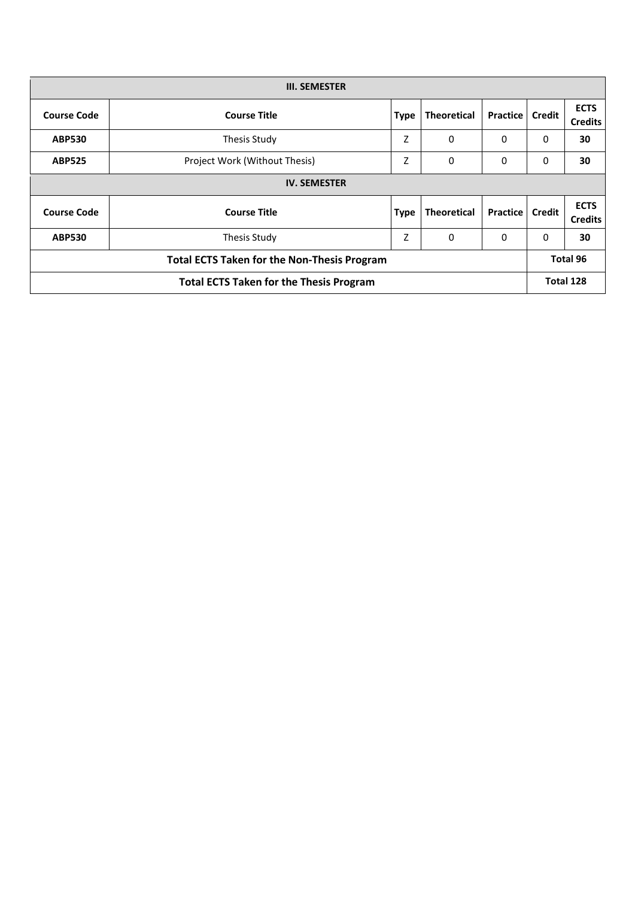| III. SEMESTER | | | | | | |
|---|---|---|---|---|---|---|
| **Course Code** | **Course Title** | **Type** | **Theoretical** | **Practice** | **Credit** | **ECTS Credits** |
| **ABP530** | Thesis Study | Z | 0 | 0 | 0 | **30** |
| **ABP525** | Project Work (Without Thesis) | Z | 0 | 0 | 0 | **30** |
| **IV. SEMESTER** | | | | | | |
| **Course Code** | **Course Title** | **Type** | **Theoretical** | **Practice** | **Credit** | **ECTS Credits** |
| **ABP530** | Thesis Study | Z | 0 | 0 | 0 | **30** |
| **Total ECTS Taken for the Non-Thesis Program** | | | | | **Total 96** | |
| **Total ECTS Taken for the Thesis Program** | | | | | **Total 128** | |